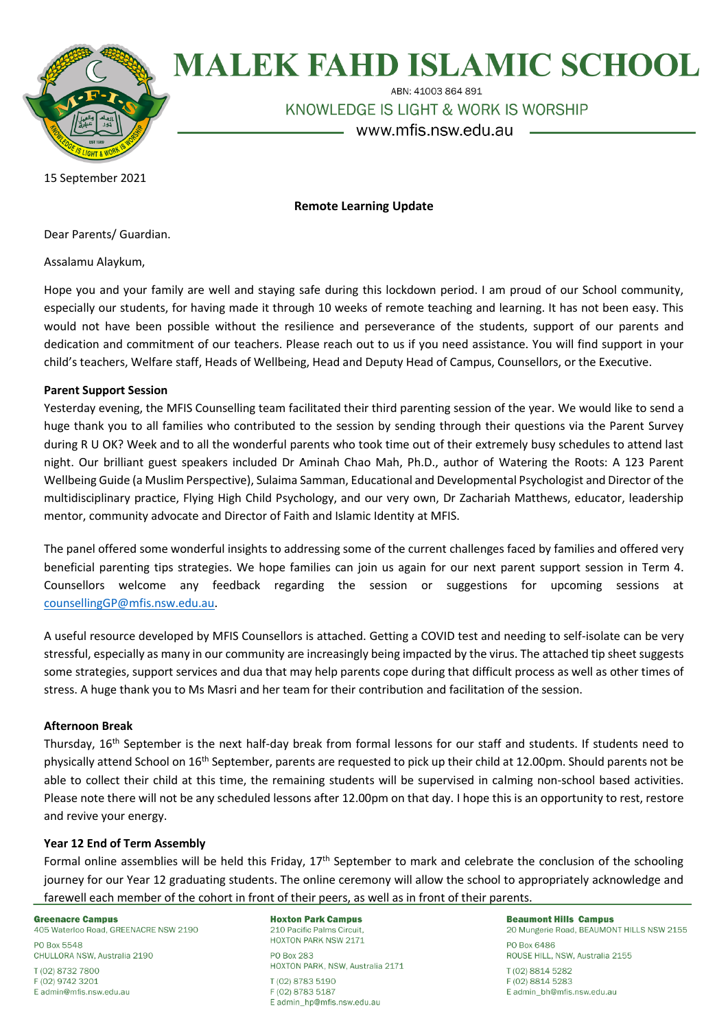# MALEK FAHD ISLAMIC SCHOOL

ABN: 41003 864 891

KNOWLEDGE IS LIGHT & WORK IS WORSHIP

www.mfis.nsw.edu.au

15 September 2021

**Remote Learning Update**

Dear Parents/ Guardian.

Assalamu Alaykum,

Hope you and your family are well and staying safe during this lockdown period. I am proud of our School community, especially our students, for having made it through 10 weeks of remote teaching and learning. It has not been easy. This would not have been possible without the resilience and perseverance of the students, support of our parents and dedication and commitment of our teachers. Please reach out to us if you need assistance. You will find support in your child's teachers, Welfare staff, Heads of Wellbeing, Head and Deputy Head of Campus, Counsellors, or the Executive.

**Parent Support Session**

Yesterday evening, the MFIS Counselling team facilitated their third parenting session of the year. We would like to send a huge thank you to all families who contributed to the session by sending through their questions via the Parent Survey during R U OK? Week and to all the wonderful parents who took time out of their extremely busy schedules to attend last night. Our brilliant guest speakers included Dr Aminah Chao Mah, Ph.D., author of Watering the Roots: A 123 Parent Wellbeing Guide (a Muslim Perspective), Sulaima Samman, Educational and Developmental Psychologist and Director of the multidisciplinary practice, Flying High Child Psychology, and our very own, Dr Zachariah Matthews, educator, leadership mentor, community advocate and Director of Faith and Islamic Identity at MFIS.

The panel offered some wonderful insights to addressing some of the current challenges faced by families and offered very beneficial parenting tips strategies. We hope families can join us again for our next parent support session in Term 4. Counsellors welcome any feedback regarding the session or suggestions for upcoming sessions at counsellingGP@mfis.nsw.edu.au.

A useful resource developed by MFIS Counsellors is attached. Getting a COVID test and needing to self-isolate can be very stressful, especially as many in our community are increasingly being impacted by the virus. The attached tip sheet suggests some strategies, support services and dua that may help parents cope during that difficult process as well as other times of stress. A huge thank you to Ms Masri and her team for their contribution and facilitation of the session.

**Afternoon Break**

Thursday, 16th September is the next half-day break from formal lessons for our staff and students. If students need to physically attend School on 16th September, parents are requested to pick up their child at 12.00pm. Should parents not be able to collect their child at this time, the remaining students will be supervised in calming non-school based activities. Please note there will not be any scheduled lessons after 12.00pm on that day. I hope this is an opportunity to rest, restore and revive your energy.

**Year 12 End of Term Assembly**

Formal online assemblies will be held this Friday, 17th September to mark and celebrate the conclusion of the schooling journey for our Year 12 graduating students. The online ceremony will allow the school to appropriately acknowledge and farewell each member of the cohort in front of their peers, as well as in front of their parents.

**Greenacre Campus**
405 Waterloo Road, GREENACRE NSW 2190
PO Box 5548
CHULLORA NSW, Australia 2190
T (02) 8732 7800
F (02) 9742 3201
E admin@mfis.nsw.edu.au

**Hoxton Park Campus**
210 Pacific Palms Circuit,
HOXTON PARK NSW 2171
PO Box 283
HOXTON PARK, NSW, Australia 2171
T (02) 8783 5190
F (02) 8783 5187
E admin_hp@mfis.nsw.edu.au

**Beaumont Hills Campus**
20 Mungerie Road, BEAUMONT HILLS NSW 2155
PO Box 6486
ROUSE HILL, NSW, Australia 2155
T (02) 8814 5282
F (02) 8814 5283
E admin_bh@mfis.nsw.edu.au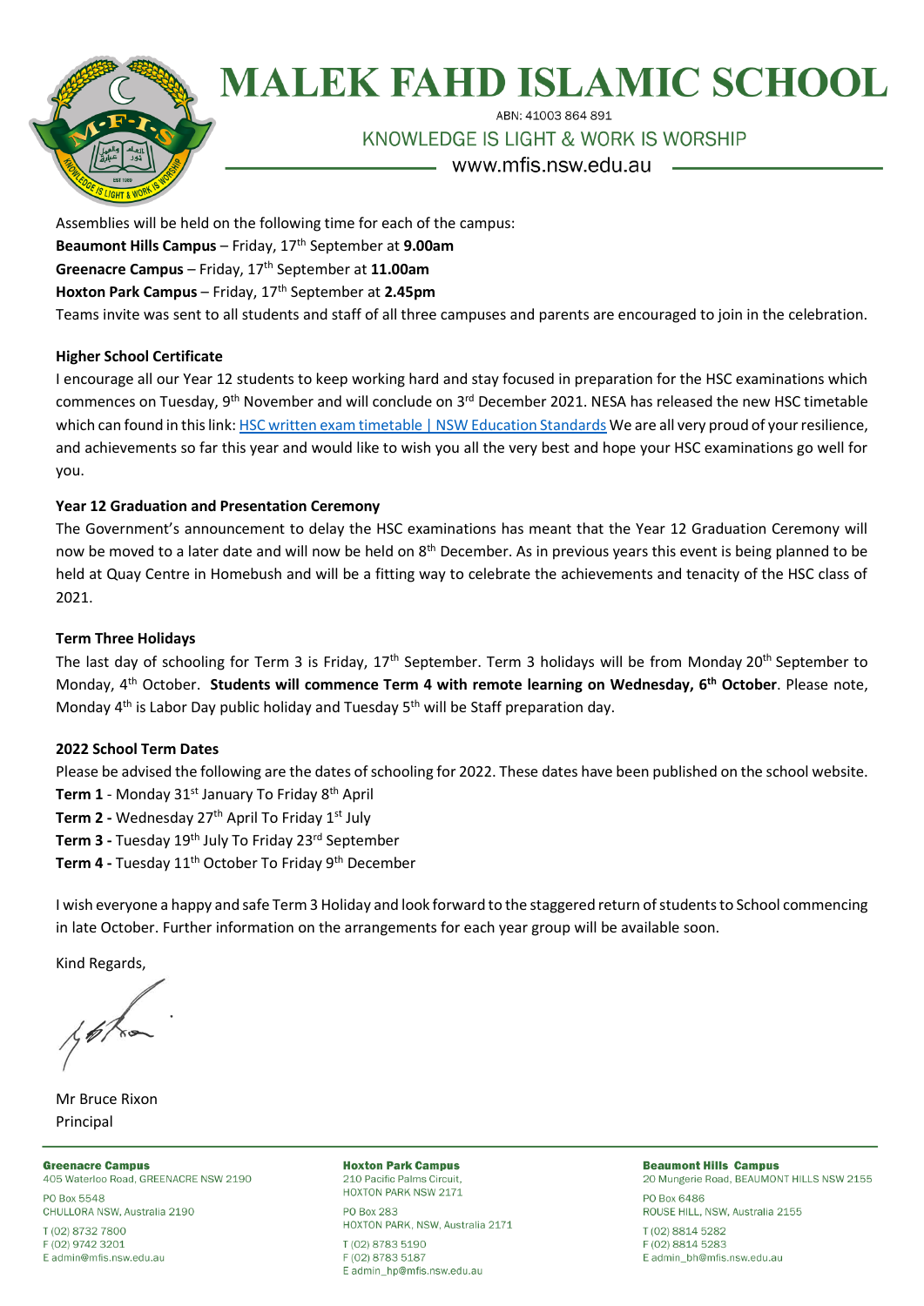Assemblies will be held on the following time for each of the campus:

**Beaumont Hills Campus** – Friday, 17th September at **9.00am**

**Greenacre Campus** – Friday, 17th September at **11.00am**

**Hoxton Park Campus** – Friday, 17th September at **2.45pm**

Teams invite was sent to all students and staff of all three campuses and parents are encouraged to join in the celebration.

**Higher School Certificate**

I encourage all our Year 12 students to keep working hard and stay focused in preparation for the HSC examinations which commences on Tuesday, 9th November and will conclude on 3rd December 2021. NESA has released the new HSC timetable which can found in this link: HSC written exam timetable | NSW Education Standards We are all very proud of your resilience, and achievements so far this year and would like to wish you all the very best and hope your HSC examinations go well for you.

**Year 12 Graduation and Presentation Ceremony**

The Government's announcement to delay the HSC examinations has meant that the Year 12 Graduation Ceremony will now be moved to a later date and will now be held on 8th December. As in previous years this event is being planned to be held at Quay Centre in Homebush and will be a fitting way to celebrate the achievements and tenacity of the HSC class of 2021.

**Term Three Holidays**

The last day of schooling for Term 3 is Friday, 17th September. Term 3 holidays will be from Monday 20th September to Monday, 4th October. **Students will commence Term 4 with remote learning on Wednesday, 6th October**. Please note, Monday 4th is Labor Day public holiday and Tuesday 5th will be Staff preparation day.

**2022 School Term Dates**

Please be advised the following are the dates of schooling for 2022. These dates have been published on the school website.

**Term 1** - Monday 31st January To Friday 8th April

**Term 2 -** Wednesday 27th April To Friday 1st July

**Term 3 -** Tuesday 19th July To Friday 23rd September

**Term 4 -** Tuesday 11th October To Friday 9th December

I wish everyone a happy and safe Term 3 Holiday and look forward to the staggered return of students to School commencing in late October. Further information on the arrangements for each year group will be available soon.

Kind Regards,

Mr Bruce Rixon
Principal